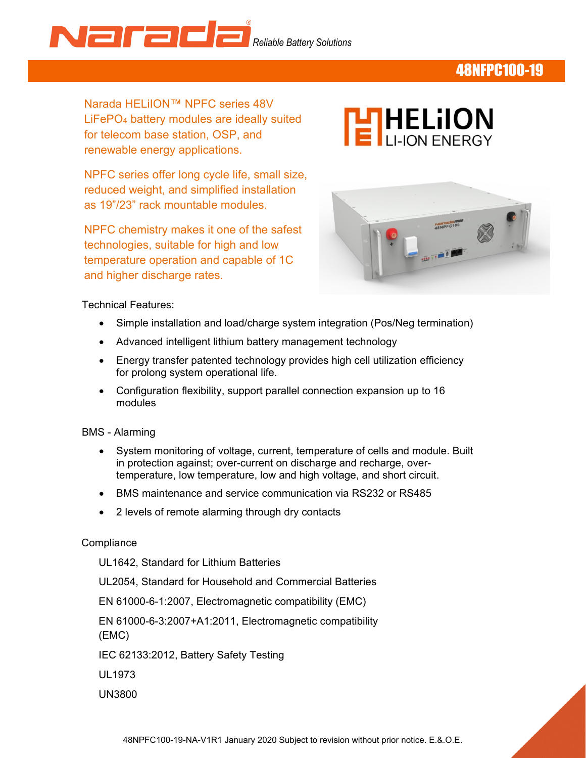Narada® *Reliable Battery Solutions*

# 48NFPC100-19

Narada HELiION™ NPFC series 48V $LiFePO_4$ battery modules are ideally suited for telecom base station, OSP, and renewable energy applications.

NPFC series offer long cycle life, small size, reduced weight, and simplified installation as 19”/23” rack mountable modules.

NPFC chemistry makes it one of the safest technologies, suitable for high and low temperature operation and capable of 1C and higher discharge rates.

HELiION LI-ION ENERGY

Technical Features:

- Simple installation and load/charge system integration (Pos/Neg termination)
- Advanced intelligent lithium battery management technology
- Energy transfer patented technology provides high cell utilization efficiency for prolong system operational life.
- Configuration flexibility, support parallel connection expansion up to 16 modules

BMS - Alarming

- System monitoring of voltage, current, temperature of cells and module. Built in protection against; over-current on discharge and recharge, over-temperature, low temperature, low and high voltage, and short circuit.
- BMS maintenance and service communication via RS232 or RS485
- 2 levels of remote alarming through dry contacts

Compliance

UL1642, Standard for Lithium Batteries

UL2054, Standard for Household and Commercial Batteries

EN 61000-6-1:2007, Electromagnetic compatibility (EMC)

EN 61000-6-3:2007+A1:2011, Electromagnetic compatibility (EMC)

IEC 62133:2012, Battery Safety Testing

UL1973

UN3800

48NPFC100-19-NA-V1R1 January 2020 Subject to revision without prior notice. E.&.O.E.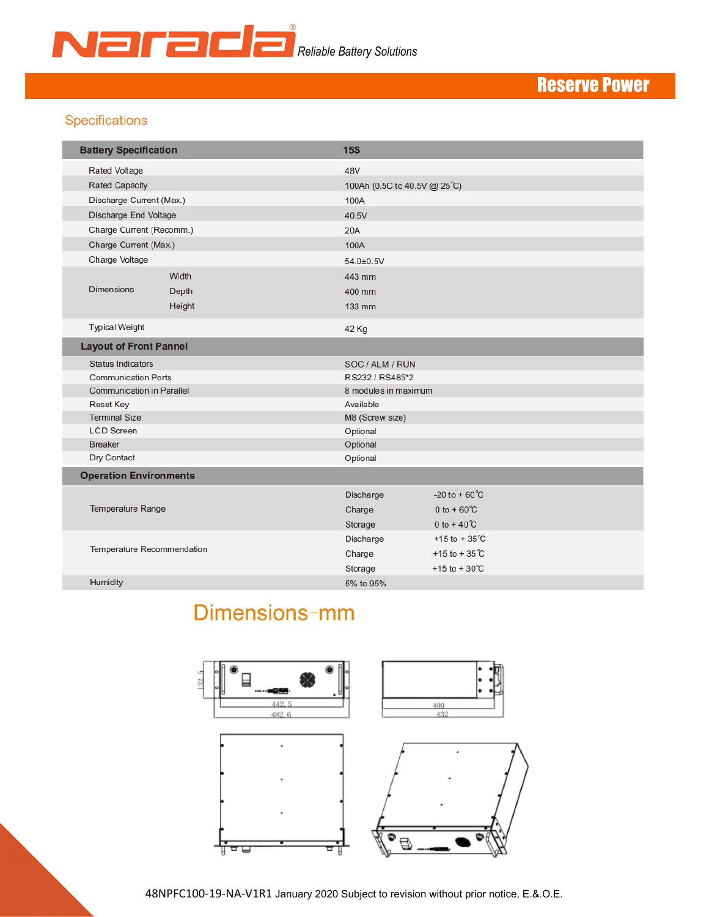Reserve Power

## Specifications

| Battery Specification | | 15S | |
|---|---|---|---|
| Rated Voltage | | 48V | |
| Rated Capacity | | 100Ah (0.5C to 40.5V @ 25℃) | |
| Discharge Current (Max.) | | 100A | |
| Discharge End Voltage | | 40.5V | |
| Charge Current (Recomm.) | | 20A | |
| Charge Current (Max.) | | 100A | |
| Charge Voltage | | 54.0±0.5V | |
| Dimensions | Width | 443 mm | |
| | Depth | 400 mm | |
| | Height | 133 mm | |
| Typical Weight | | 42 Kg | |
| **Layout of Front Pannel** | | | |
| Status Indicators | | SOC / ALM / RUN | |
| Communication Ports | | RS232 / RS485*2 | |
| Communication in Parallel | | 8 modules in maximum | |
| Reset Key | | Available | |
| Terminal Size | | M8 (Screw size) | |
| LCD Screen | | Optional | |
| Breaker | | Optional | |
| Dry Contact | | Optional | |
| **Operation Environments** | | | |
| Temperature Range | | Discharge | -20 to + 60℃ |
| | | Charge | 0 to + 60℃ |
| | | Storage | 0 to + 40℃ |
| Temperature Recommendation | | Discharge | +15 to + 35℃ |
| | | Charge | +15 to + 35℃ |
| | | Storage | +15 to + 30℃ |
| Humidity | | 5% to 95% | |

## Dimensions-mm

132.5

442.5

482.6

400

432

48NPFC100-19-NA-V1R1 January 2020 Subject to revision without prior notice. E.&.O.E.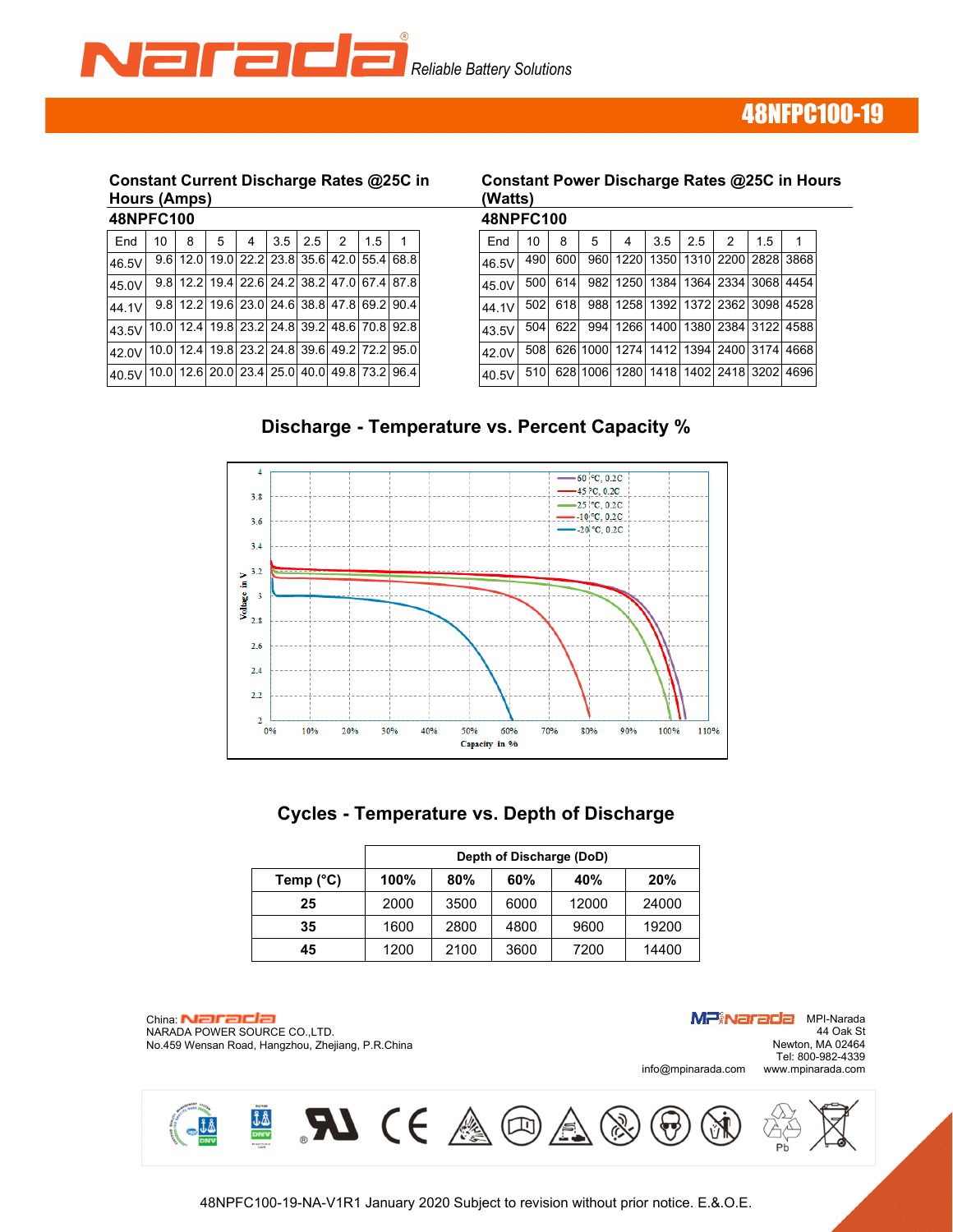Narada® Reliable Battery Solutions

# 48NFPC100-19

## Constant Current Discharge Rates @25C in Hours (Amps)

**48NPFC100**

| End | 10 | 8 | 5 | 4 | 3.5 | 2.5 | 2 | 1.5 | 1 |
|---|---|---|---|---|---|---|---|---|---|
| 46.5V | 9.6 | 12.0 | 19.0 | 22.2 | 23.8 | 35.6 | 42.0 | 55.4 | 68.8 |
| 45.0V | 9.8 | 12.2 | 19.4 | 22.6 | 24.2 | 38.2 | 47.0 | 67.4 | 87.8 |
| 44.1V | 9.8 | 12.2 | 19.6 | 23.0 | 24.6 | 38.8 | 47.8 | 69.2 | 90.4 |
| 43.5V | 10.0 | 12.4 | 19.8 | 23.2 | 24.8 | 39.2 | 48.6 | 70.8 | 92.8 |
| 42.0V | 10.0 | 12.4 | 19.8 | 23.2 | 24.8 | 39.6 | 49.2 | 72.2 | 95.0 |
| 40.5V | 10.0 | 12.6 | 20.0 | 23.4 | 25.0 | 40.0 | 49.8 | 73.2 | 96.4 |

## Constant Power Discharge Rates @25C in Hours (Watts)

**48NPFC100**

| End | 10 | 8 | 5 | 4 | 3.5 | 2.5 | 2 | 1.5 | 1 |
|---|---|---|---|---|---|---|---|---|---|
| 46.5V | 490 | 600 | 960 | 1220 | 1350 | 1310 | 2200 | 2828 | 3868 |
| 45.0V | 500 | 614 | 982 | 1250 | 1384 | 1364 | 2334 | 3068 | 4454 |
| 44.1V | 502 | 618 | 988 | 1258 | 1392 | 1372 | 2362 | 3098 | 4528 |
| 43.5V | 504 | 622 | 994 | 1266 | 1400 | 1380 | 2384 | 3122 | 4588 |
| 42.0V | 508 | 626 | 1000 | 1274 | 1412 | 1394 | 2400 | 3174 | 4668 |
| 40.5V | 510 | 628 | 1006 | 1280 | 1418 | 1402 | 2418 | 3202 | 4696 |

## Discharge - Temperature vs. Percent Capacity %

60 °C, 0.2C
45 °C, 0.2C
25 °C, 0.2C
-10 °C, 0.2C
-20 °C, 0.2C

Voltage in V
4
3.8
3.6
3.4
3.2
3
2.8
2.6
2.4
2.2
2

Capacity in %
0% 10% 20% 30% 40% 50% 60% 70% 80% 90% 100% 110%

## Cycles - Temperature vs. Depth of Discharge

| Temp (°C) | Depth of Discharge (DoD) | | | | |
|---|---|---|---|---|---|
| | 100% | 80% | 60% | 40% | 20% |
| 25 | 2000 | 3500 | 6000 | 12000 | 24000 |
| 35 | 1600 | 2800 | 4800 | 9600 | 19200 |
| 45 | 1200 | 2100 | 3600 | 7200 | 14400 |

China: Narada
NARADA POWER SOURCE CO.,LTD.
No.459 Wensan Road, Hangzhou, Zhejiang, P.R.China

MPI-Narada
44 Oak St
Newton, MA 02464
Tel: 800-982-4339
info@mpinarada.com www.mpinarada.com

48NPFC100-19-NA-V1R1 January 2020 Subject to revision without prior notice. E.&.O.E.